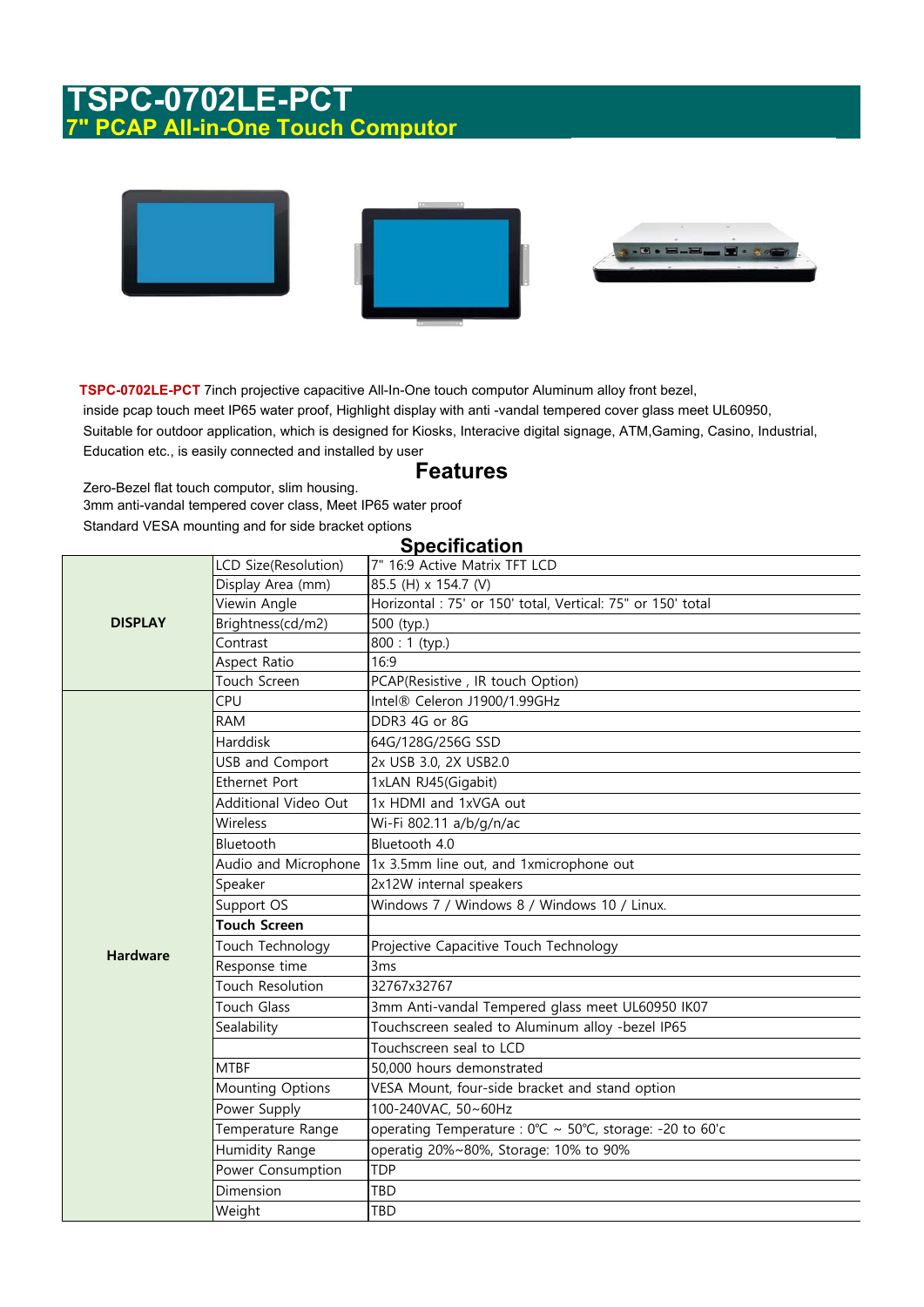# TSPC-0702LE-PCT

## 7" PCAP All-in-One Touch Computor

**TSPC-0702LE-PCT** 7inch projective capacitive All-In-One touch computor Aluminum alloy front bezel, inside pcap touch meet IP65 water proof, Highlight display with anti -vandal tempered cover glass meet UL60950, Suitable for outdoor application, which is designed for Kiosks, Interacive digital signage, ATM,Gaming, Casino, Industrial, Education etc., is easily connected and installed by user

## Features

Zero-Bezel flat touch computor, slim housing.
3mm anti-vandal tempered cover class, Meet IP65 water proof
Standard VESA mounting and for side bracket options

## Specification

| | | |
|---|---|---|
| **DISPLAY** | LCD Size(Resolution) | 7" 16:9 Active Matrix TFT LCD |
| | Display Area (mm) | 85.5 (H) x 154.7 (V) |
| | Viewin Angle | Horizontal : 75' or 150' total, Vertical: 75" or 150' total |
| | Brightness(cd/m2) | 500 (typ.) |
| | Contrast | 800 : 1 (typ.) |
| | Aspect Ratio | 16:9 |
| | Touch Screen | PCAP(Resistive , IR touch Option) |
| **Hardware** | CPU | Intel® Celeron J1900/1.99GHz |
| | RAM | DDR3 4G or 8G |
| | Harddisk | 64G/128G/256G SSD |
| | USB and Comport | 2x USB 3.0, 2X USB2.0 |
| | Ethernet Port | 1xLAN RJ45(Gigabit) |
| | Additional Video Out | 1x HDMI and 1xVGA out |
| | Wireless | Wi-Fi 802.11 a/b/g/n/ac |
| | Bluetooth | Bluetooth 4.0 |
| | Audio and Microphone | 1x 3.5mm line out, and 1xmicrophone out |
| | Speaker | 2x12W internal speakers |
| | Support OS | Windows 7 / Windows 8 / Windows 10 / Linux. |
| | **Touch Screen** | |
| | Touch Technology | Projective Capacitive Touch Technology |
| | Response time | 3ms |
| | Touch Resolution | 32767x32767 |
| | Touch Glass | 3mm Anti-vandal Tempered glass meet UL60950 IK07 |
| | Sealability | Touchscreen sealed to Aluminum alloy -bezel IP65 |
| | | Touchscreen seal to LCD |
| | MTBF | 50,000 hours demonstrated |
| | Mounting Options | VESA Mount, four-side bracket and stand option |
| | Power Supply | 100-240VAC, 50~60Hz |
| | Temperature Range | operating Temperature : 0℃ ~ 50℃, storage: -20 to 60'c |
| | Humidity Range | operatig 20%~80%, Storage: 10% to 90% |
| | Power Consumption | TDP |
| | Dimension | TBD |
| | Weight | TBD |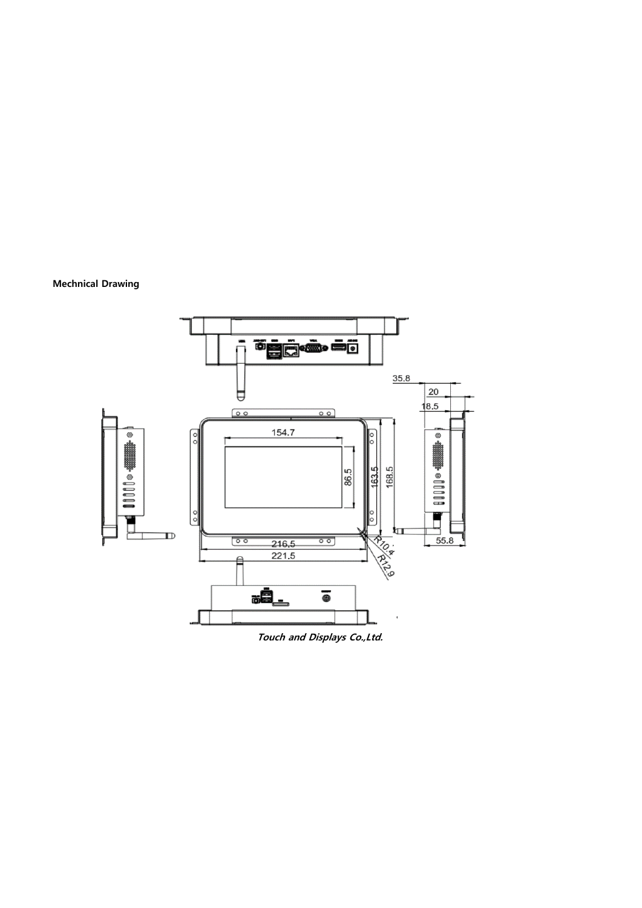**Mechnical Drawing**

35.8
20
18.5
154.7
86.5
163.5
168.5
216.5
221.5
R10.4
R12.9
55.8

***Touch and Displays Co.,Ltd.***